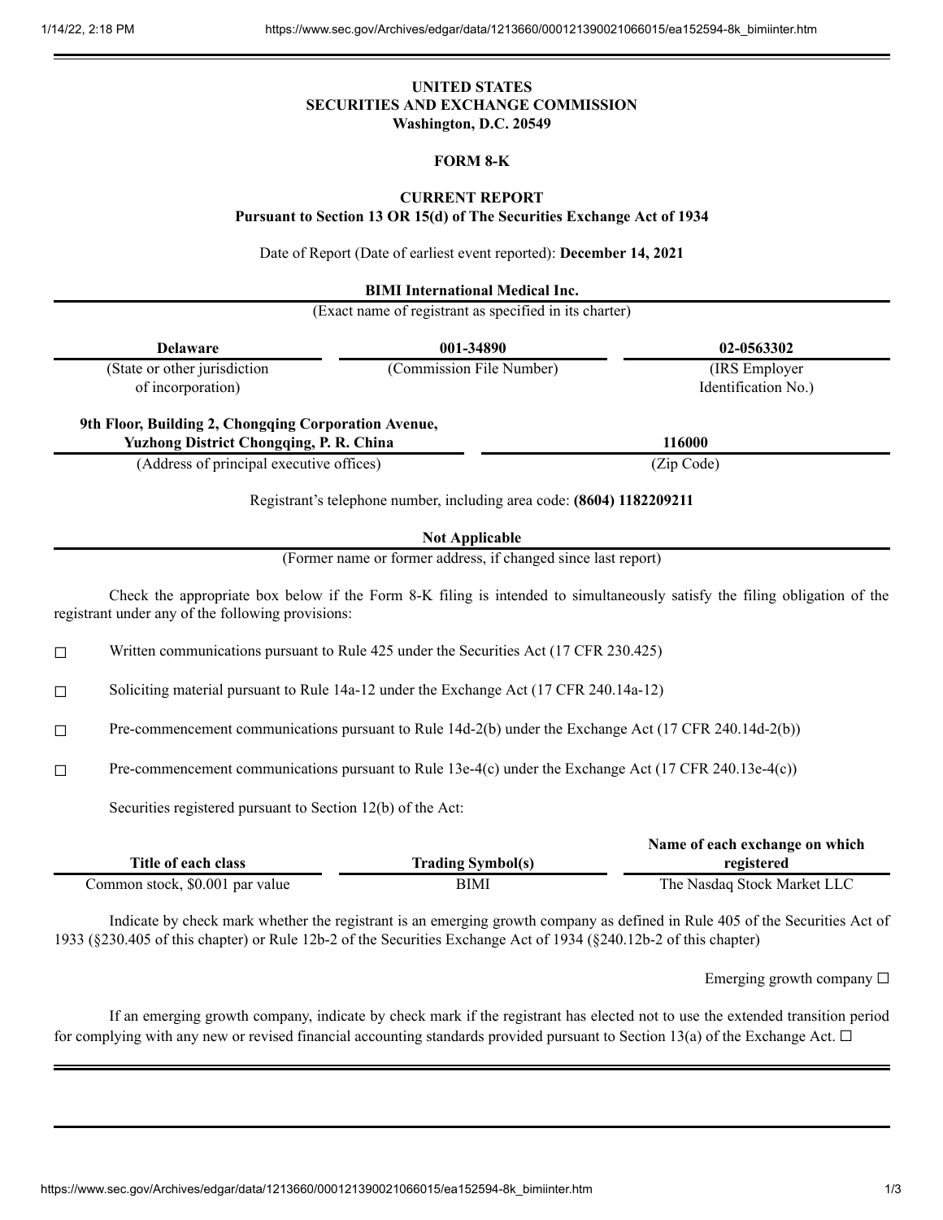**UNITED STATES**
**SECURITIES AND EXCHANGE COMMISSION**
**Washington, D.C. 20549**

**FORM 8-K**

**CURRENT REPORT**
**Pursuant to Section 13 OR 15(d) of The Securities Exchange Act of 1934**

Date of Report (Date of earliest event reported): **December 14, 2021**

**BIMI International Medical Inc.**
(Exact name of registrant as specified in its charter)

| **Delaware** | **001-34890** | **02-0563302** |
|---|---|---|
| (State or other jurisdiction of incorporation) | (Commission File Number) | (IRS Employer Identification No.) |

| **9th Floor, Building 2, Chongqing Corporation Avenue, Yuzhong District Chongqing, P. R. China** | **116000** |
|---|---|
| (Address of principal executive offices) | (Zip Code) |

Registrant's telephone number, including area code: **(8604) 1182209211**

**Not Applicable**
(Former name or former address, if changed since last report)

Check the appropriate box below if the Form 8-K filing is intended to simultaneously satisfy the filing obligation of the registrant under any of the following provisions:

☐ Written communications pursuant to Rule 425 under the Securities Act (17 CFR 230.425)

☐ Soliciting material pursuant to Rule 14a-12 under the Exchange Act (17 CFR 240.14a-12)

☐ Pre-commencement communications pursuant to Rule 14d-2(b) under the Exchange Act (17 CFR 240.14d-2(b))

☐ Pre-commencement communications pursuant to Rule 13e-4(c) under the Exchange Act (17 CFR 240.13e-4(c))

Securities registered pursuant to Section 12(b) of the Act:

| Title of each class | Trading Symbol(s) | Name of each exchange on which registered |
|---|---|---|
| Common stock, $0.001 par value | BIMI | The Nasdaq Stock Market LLC |

Indicate by check mark whether the registrant is an emerging growth company as defined in Rule 405 of the Securities Act of 1933 (§230.405 of this chapter) or Rule 12b-2 of the Securities Exchange Act of 1934 (§240.12b-2 of this chapter)

Emerging growth company ☐

If an emerging growth company, indicate by check mark if the registrant has elected not to use the extended transition period for complying with any new or revised financial accounting standards provided pursuant to Section 13(a) of the Exchange Act. ☐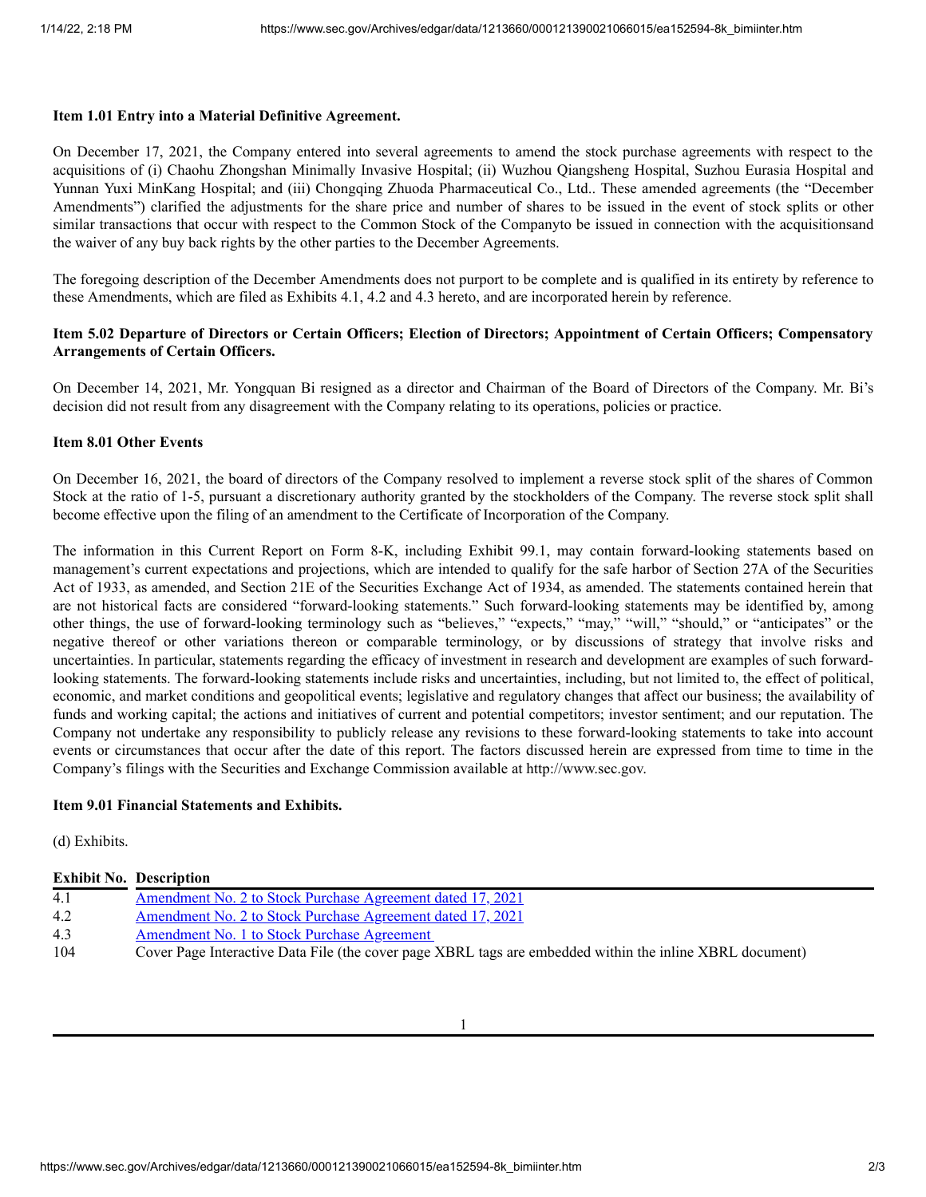**Item 1.01 Entry into a Material Definitive Agreement.**

On December 17, 2021, the Company entered into several agreements to amend the stock purchase agreements with respect to the acquisitions of (i) Chaohu Zhongshan Minimally Invasive Hospital; (ii) Wuzhou Qiangsheng Hospital, Suzhou Eurasia Hospital and Yunnan Yuxi MinKang Hospital; and (iii) Chongqing Zhuoda Pharmaceutical Co., Ltd.. These amended agreements (the "December Amendments") clarified the adjustments for the share price and number of shares to be issued in the event of stock splits or other similar transactions that occur with respect to the Common Stock of the Companyto be issued in connection with the acquisitionsand the waiver of any buy back rights by the other parties to the December Agreements.

The foregoing description of the December Amendments does not purport to be complete and is qualified in its entirety by reference to these Amendments, which are filed as Exhibits 4.1, 4.2 and 4.3 hereto, and are incorporated herein by reference.

**Item 5.02 Departure of Directors or Certain Officers; Election of Directors; Appointment of Certain Officers; Compensatory Arrangements of Certain Officers.**

On December 14, 2021, Mr. Yongquan Bi resigned as a director and Chairman of the Board of Directors of the Company. Mr. Bi's decision did not result from any disagreement with the Company relating to its operations, policies or practice.

**Item 8.01 Other Events**

On December 16, 2021, the board of directors of the Company resolved to implement a reverse stock split of the shares of Common Stock at the ratio of 1-5, pursuant a discretionary authority granted by the stockholders of the Company. The reverse stock split shall become effective upon the filing of an amendment to the Certificate of Incorporation of the Company.

The information in this Current Report on Form 8-K, including Exhibit 99.1, may contain forward-looking statements based on management's current expectations and projections, which are intended to qualify for the safe harbor of Section 27A of the Securities Act of 1933, as amended, and Section 21E of the Securities Exchange Act of 1934, as amended. The statements contained herein that are not historical facts are considered "forward-looking statements." Such forward-looking statements may be identified by, among other things, the use of forward-looking terminology such as "believes," "expects," "may," "will," "should," or "anticipates" or the negative thereof or other variations thereon or comparable terminology, or by discussions of strategy that involve risks and uncertainties. In particular, statements regarding the efficacy of investment in research and development are examples of such forward-looking statements. The forward-looking statements include risks and uncertainties, including, but not limited to, the effect of political, economic, and market conditions and geopolitical events; legislative and regulatory changes that affect our business; the availability of funds and working capital; the actions and initiatives of current and potential competitors; investor sentiment; and our reputation. The Company not undertake any responsibility to publicly release any revisions to these forward-looking statements to take into account events or circumstances that occur after the date of this report. The factors discussed herein are expressed from time to time in the Company's filings with the Securities and Exchange Commission available at http://www.sec.gov.

**Item 9.01 Financial Statements and Exhibits.**

(d) Exhibits.

| Exhibit No. | Description |
|---|---|
| 4.1 | Amendment No. 2 to Stock Purchase Agreement dated 17, 2021 |
| 4.2 | Amendment No. 2 to Stock Purchase Agreement dated 17, 2021 |
| 4.3 | Amendment No. 1 to Stock Purchase Agreement |
| 104 | Cover Page Interactive Data File (the cover page XBRL tags are embedded within the inline XBRL document) |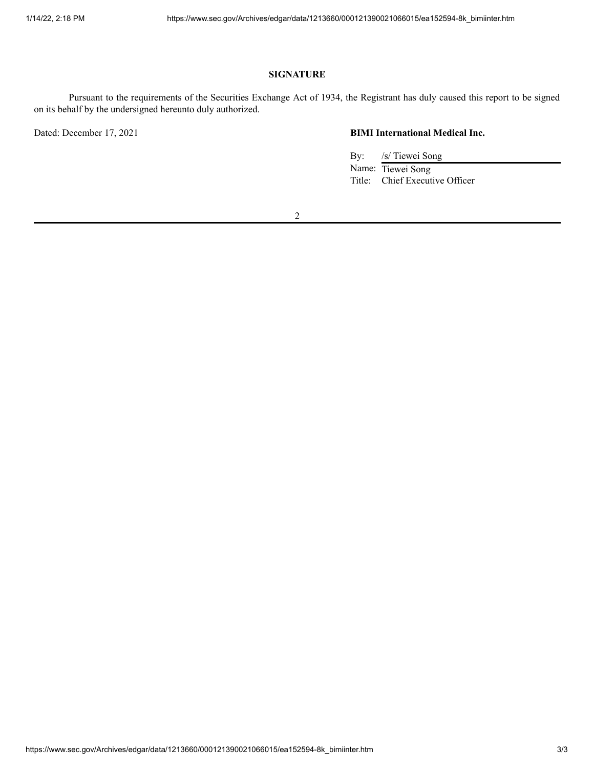**SIGNATURE**

Pursuant to the requirements of the Securities Exchange Act of 1934, the Registrant has duly caused this report to be signed on its behalf by the undersigned hereunto duly authorized.

Dated: December 17, 2021

**BIMI International Medical Inc.**

By: /s/ Tiewei Song
Name: Tiewei Song
Title: Chief Executive Officer